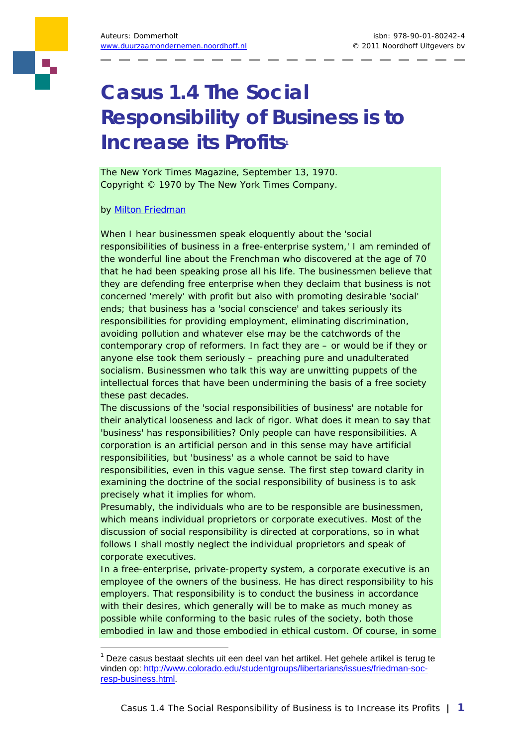# Casus 1.4 The Social Responsibility of Business is to Increase its Profits[1]

The New York Times Magazine, September 13, 1970.
Copyright © 1970 by The New York Times Company.

by Milton Friedman

When I hear businessmen speak eloquently about the 'social responsibilities of business in a free-enterprise system,' I am reminded of the wonderful line about the Frenchman who discovered at the age of 70 that he had been speaking prose all his life. The businessmen believe that they are defending free enterprise when they declaim that business is not concerned 'merely' with profit but also with promoting desirable 'social' ends; that business has a 'social conscience' and takes seriously its responsibilities for providing employment, eliminating discrimination, avoiding pollution and whatever else may be the catchwords of the contemporary crop of reformers. In fact they are – or would be if they or anyone else took them seriously – preaching pure and unadulterated socialism. Businessmen who talk this way are unwitting puppets of the intellectual forces that have been undermining the basis of a free society these past decades.

The discussions of the 'social responsibilities of business' are notable for their analytical looseness and lack of rigor. What does it mean to say that 'business' has responsibilities? Only people can have responsibilities. A corporation is an artificial person and in this sense may have artificial responsibilities, but 'business' as a whole cannot be said to have responsibilities, even in this vague sense. The first step toward clarity in examining the doctrine of the social responsibility of business is to ask precisely what it implies for whom.

Presumably, the individuals who are to be responsible are businessmen, which means individual proprietors or corporate executives. Most of the discussion of social responsibility is directed at corporations, so in what follows I shall mostly neglect the individual proprietors and speak of corporate executives.

In a free-enterprise, private-property system, a corporate executive is an employee of the owners of the business. He has direct responsibility to his employers. That responsibility is to conduct the business in accordance with their desires, which generally will be to make as much money as possible while conforming to the basic rules of the society, both those embodied in law and those embodied in ethical custom. Of course, in some

---

[1] Deze casus bestaat slechts uit een deel van het artikel. Het gehele artikel is terug te vinden op: http://www.colorado.edu/studentgroups/libertarians/issues/friedman-soc-resp-business.html.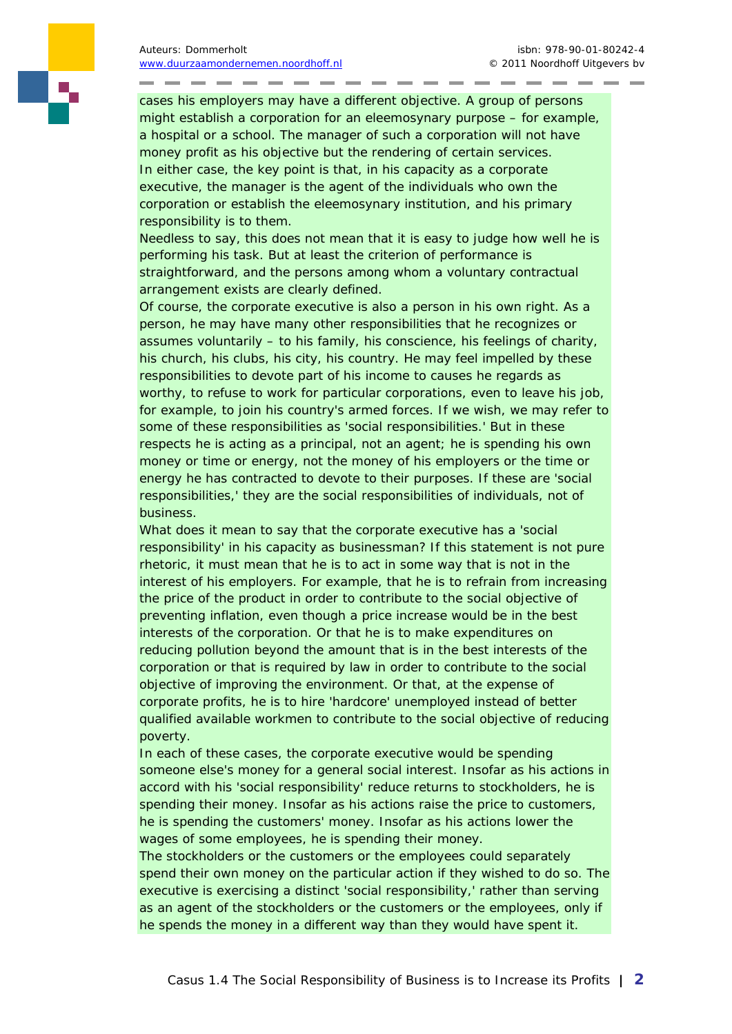cases his employers may have a different objective. A group of persons might establish a corporation for an eleemosynary purpose – for example, a hospital or a school. The manager of such a corporation will not have money profit as his objective but the rendering of certain services.

In either case, the key point is that, in his capacity as a corporate executive, the manager is the agent of the individuals who own the corporation or establish the eleemosynary institution, and his primary responsibility is to them.

Needless to say, this does not mean that it is easy to judge how well he is performing his task. But at least the criterion of performance is straightforward, and the persons among whom a voluntary contractual arrangement exists are clearly defined.

Of course, the corporate executive is also a person in his own right. As a person, he may have many other responsibilities that he recognizes or assumes voluntarily – to his family, his conscience, his feelings of charity, his church, his clubs, his city, his country. He may feel impelled by these responsibilities to devote part of his income to causes he regards as worthy, to refuse to work for particular corporations, even to leave his job, for example, to join his country's armed forces. If we wish, we may refer to some of these responsibilities as 'social responsibilities.' But in these respects he is acting as a principal, not an agent; he is spending his own money or time or energy, not the money of his employers or the time or energy he has contracted to devote to their purposes. If these are 'social responsibilities,' they are the social responsibilities of individuals, not of business.

What does it mean to say that the corporate executive has a 'social responsibility' in his capacity as businessman? If this statement is not pure rhetoric, it must mean that he is to act in some way that is not in the interest of his employers. For example, that he is to refrain from increasing the price of the product in order to contribute to the social objective of preventing inflation, even though a price increase would be in the best interests of the corporation. Or that he is to make expenditures on reducing pollution beyond the amount that is in the best interests of the corporation or that is required by law in order to contribute to the social objective of improving the environment. Or that, at the expense of corporate profits, he is to hire 'hardcore' unemployed instead of better qualified available workmen to contribute to the social objective of reducing poverty.

In each of these cases, the corporate executive would be spending someone else's money for a general social interest. Insofar as his actions in accord with his 'social responsibility' reduce returns to stockholders, he is spending their money. Insofar as his actions raise the price to customers, he is spending the customers' money. Insofar as his actions lower the wages of some employees, he is spending their money.

The stockholders or the customers or the employees could separately spend their own money on the particular action if they wished to do so. The executive is exercising a distinct 'social responsibility,' rather than serving as an agent of the stockholders or the customers or the employees, only if he spends the money in a different way than they would have spent it.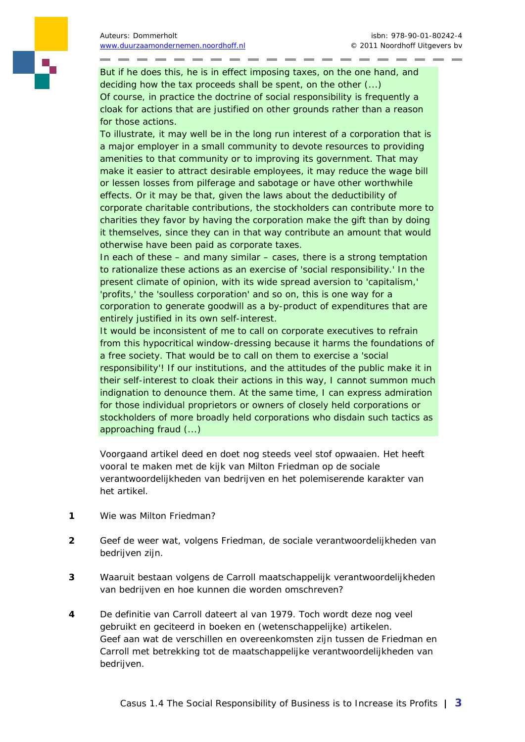But if he does this, he is in effect imposing taxes, on the one hand, and deciding how the tax proceeds shall be spent, on the other (...)
Of course, in practice the doctrine of social responsibility is frequently a cloak for actions that are justified on other grounds rather than a reason for those actions.
To illustrate, it may well be in the long run interest of a corporation that is a major employer in a small community to devote resources to providing amenities to that community or to improving its government. That may make it easier to attract desirable employees, it may reduce the wage bill or lessen losses from pilferage and sabotage or have other worthwhile effects. Or it may be that, given the laws about the deductibility of corporate charitable contributions, the stockholders can contribute more to charities they favor by having the corporation make the gift than by doing it themselves, since they can in that way contribute an amount that would otherwise have been paid as corporate taxes.
In each of these – and many similar – cases, there is a strong temptation to rationalize these actions as an exercise of 'social responsibility.' In the present climate of opinion, with its wide spread aversion to 'capitalism,' 'profits,' the 'soulless corporation' and so on, this is one way for a corporation to generate goodwill as a by-product of expenditures that are entirely justified in its own self-interest.
It would be inconsistent of me to call on corporate executives to refrain from this hypocritical window-dressing because it harms the foundations of a free society. That would be to call on them to exercise a 'social responsibility'! If our institutions, and the attitudes of the public make it in their self-interest to cloak their actions in this way, I cannot summon much indignation to denounce them. At the same time, I can express admiration for those individual proprietors or owners of closely held corporations or stockholders of more broadly held corporations who disdain such tactics as approaching fraud (...)

Voorgaand artikel deed en doet nog steeds veel stof opwaaien. Het heeft vooral te maken met de kijk van Milton Friedman op de sociale verantwoordelijkheden van bedrijven en het polemiserende karakter van het artikel.

**1** Wie was Milton Friedman?

**2** Geef de weer wat, volgens Friedman, de sociale verantwoordelijkheden van bedrijven zijn.

**3** Waaruit bestaan volgens de Carroll maatschappelijk verantwoordelijkheden van bedrijven en hoe kunnen die worden omschreven?

**4** De definitie van Carroll dateert al van 1979. Toch wordt deze nog veel gebruikt en geciteerd in boeken en (wetenschappelijke) artikelen.
Geef aan wat de verschillen en overeenkomsten zijn tussen de Friedman en Carroll met betrekking tot de maatschappelijke verantwoordelijkheden van bedrijven.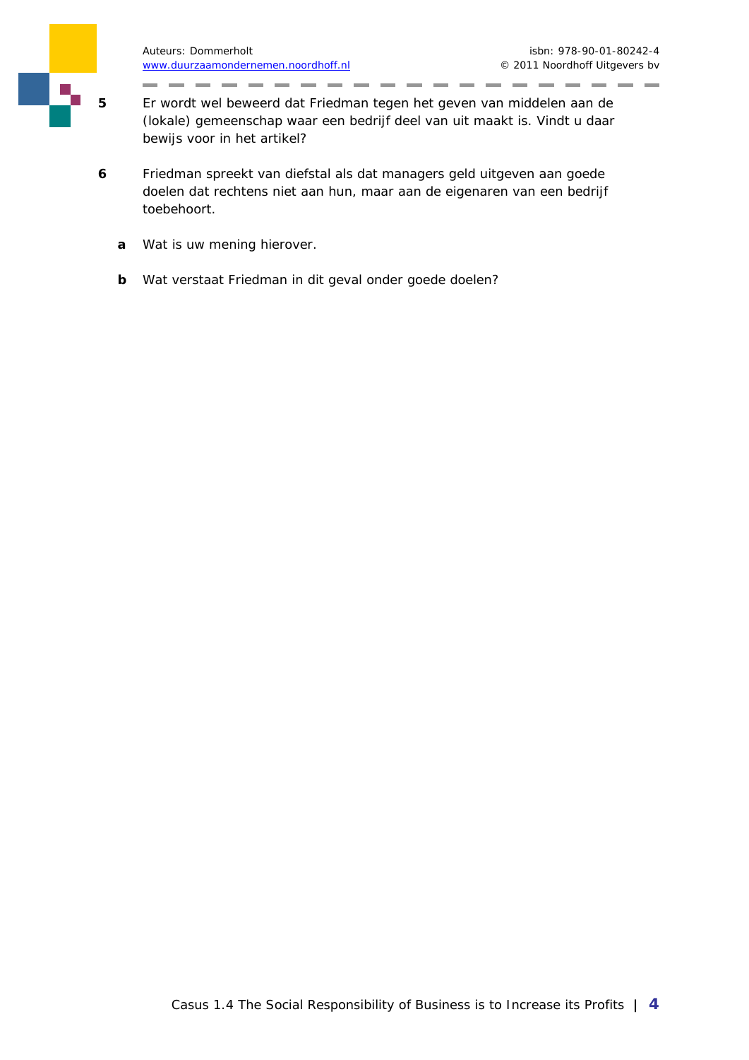**5** Er wordt wel beweerd dat Friedman tegen het geven van middelen aan de (lokale) gemeenschap waar een bedrijf deel van uit maakt is. Vindt u daar bewijs voor in het artikel?

**6** Friedman spreekt van diefstal als dat managers geld uitgeven aan goede doelen dat rechtens niet aan hun, maar aan de eigenaren van een bedrijf toebehoort.

**a** Wat is uw mening hierover.

**b** Wat verstaat Friedman in dit geval onder goede doelen?